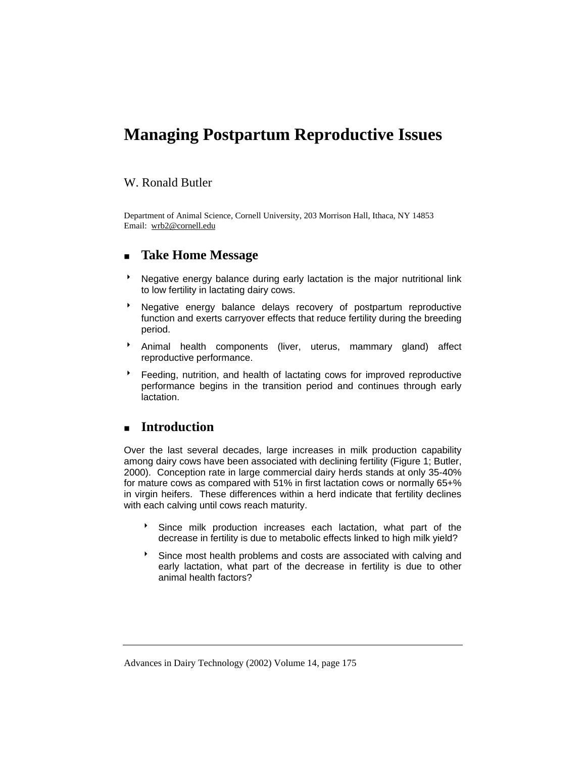# Managing Postpartum Reproductive Issues

W. Ronald Butler

Department of Animal Science, Cornell University, 203 Morrison Hall, Ithaca, NY 14853
Email: wrb2@cornell.edu

## Take Home Message

- Negative energy balance during early lactation is the major nutritional link to low fertility in lactating dairy cows.
- Negative energy balance delays recovery of postpartum reproductive function and exerts carryover effects that reduce fertility during the breeding period.
- Animal health components (liver, uterus, mammary gland) affect reproductive performance.
- Feeding, nutrition, and health of lactating cows for improved reproductive performance begins in the transition period and continues through early lactation.

## Introduction

Over the last several decades, large increases in milk production capability among dairy cows have been associated with declining fertility (Figure 1; Butler, 2000). Conception rate in large commercial dairy herds stands at only 35-40% for mature cows as compared with 51% in first lactation cows or normally 65+% in virgin heifers. These differences within a herd indicate that fertility declines with each calving until cows reach maturity.

- Since milk production increases each lactation, what part of the decrease in fertility is due to metabolic effects linked to high milk yield?
- Since most health problems and costs are associated with calving and early lactation, what part of the decrease in fertility is due to other animal health factors?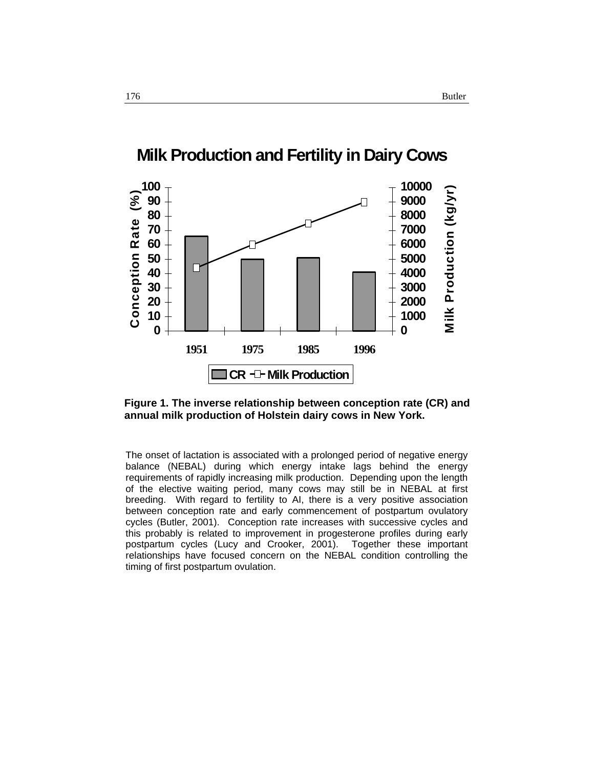**Figure 1. The inverse relationship between conception rate (CR) and annual milk production of Holstein dairy cows in New York.**

The onset of lactation is associated with a prolonged period of negative energy balance (NEBAL) during which energy intake lags behind the energy requirements of rapidly increasing milk production. Depending upon the length of the elective waiting period, many cows may still be in NEBAL at first breeding. With regard to fertility to AI, there is a very positive association between conception rate and early commencement of postpartum ovulatory cycles (Butler, 2001). Conception rate increases with successive cycles and this probably is related to improvement in progesterone profiles during early postpartum cycles (Lucy and Crooker, 2001). Together these important relationships have focused concern on the NEBAL condition controlling the timing of first postpartum ovulation.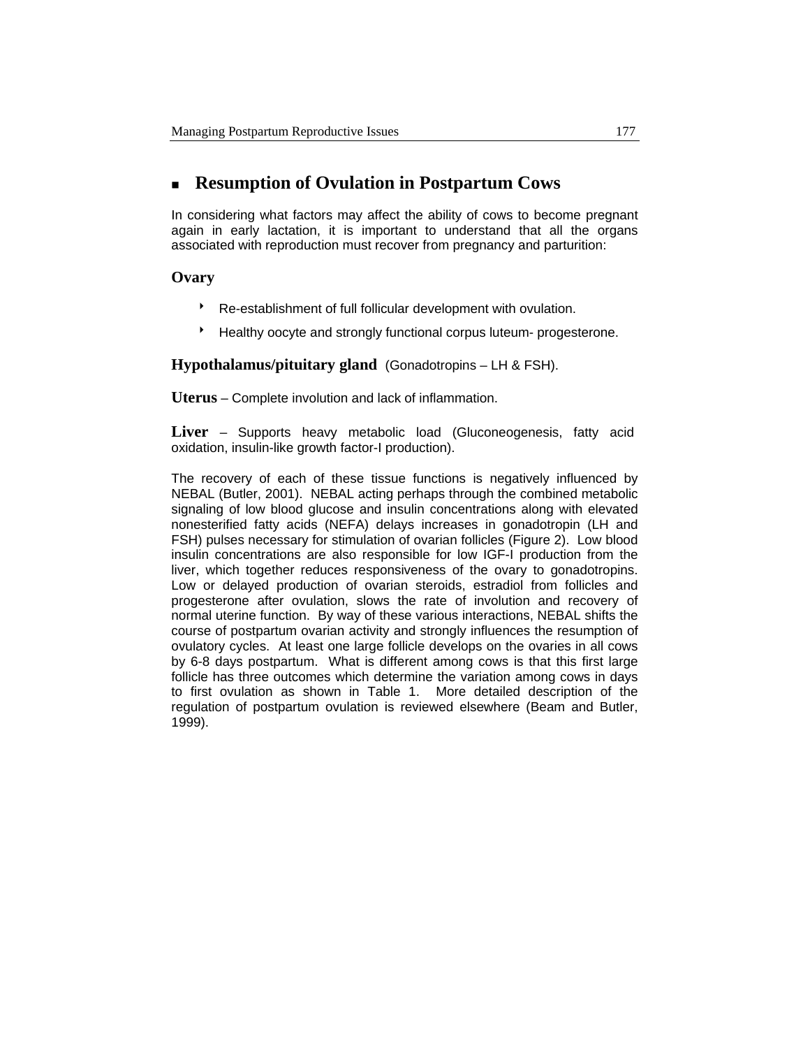## Resumption of Ovulation in Postpartum Cows

In considering what factors may affect the ability of cows to become pregnant again in early lactation, it is important to understand that all the organs associated with reproduction must recover from pregnancy and parturition:

### Ovary

- Re-establishment of full follicular development with ovulation.
- Healthy oocyte and strongly functional corpus luteum- progesterone.

**Hypothalamus/pituitary gland** (Gonadotropins – LH & FSH).

**Uterus** – Complete involution and lack of inflammation.

**Liver** – Supports heavy metabolic load (Gluconeogenesis, fatty acid oxidation, insulin-like growth factor-I production).

The recovery of each of these tissue functions is negatively influenced by NEBAL (Butler, 2001). NEBAL acting perhaps through the combined metabolic signaling of low blood glucose and insulin concentrations along with elevated nonesterified fatty acids (NEFA) delays increases in gonadotropin (LH and FSH) pulses necessary for stimulation of ovarian follicles (Figure 2). Low blood insulin concentrations are also responsible for low IGF-I production from the liver, which together reduces responsiveness of the ovary to gonadotropins. Low or delayed production of ovarian steroids, estradiol from follicles and progesterone after ovulation, slows the rate of involution and recovery of normal uterine function. By way of these various interactions, NEBAL shifts the course of postpartum ovarian activity and strongly influences the resumption of ovulatory cycles. At least one large follicle develops on the ovaries in all cows by 6-8 days postpartum. What is different among cows is that this first large follicle has three outcomes which determine the variation among cows in days to first ovulation as shown in Table 1. More detailed description of the regulation of postpartum ovulation is reviewed elsewhere (Beam and Butler, 1999).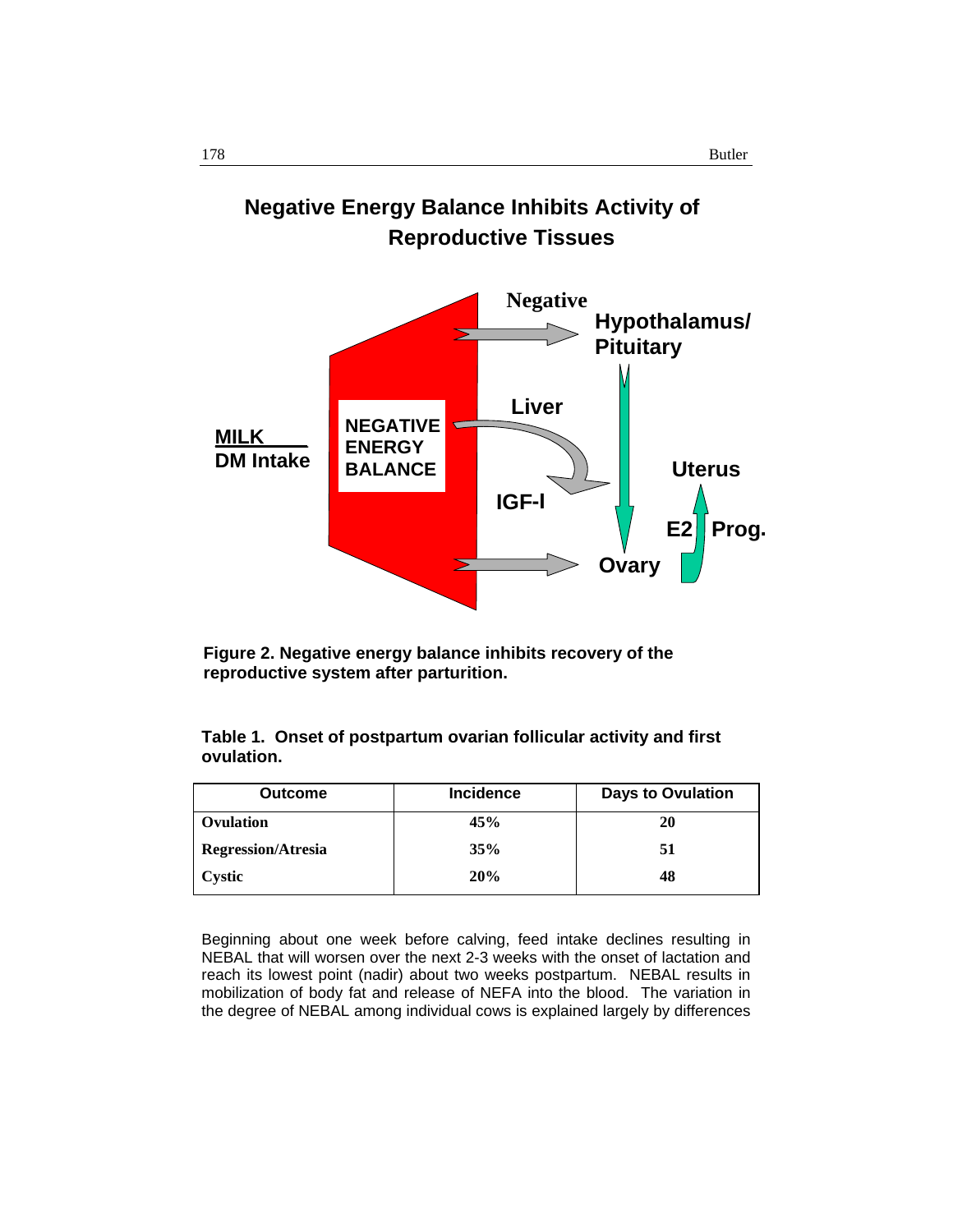**Figure 2. Negative energy balance inhibits recovery of the reproductive system after parturition.**

**Table 1. Onset of postpartum ovarian follicular activity and first ovulation.**

| Outcome | Incidence | Days to Ovulation |
|---|---|---|
| **Ovulation** | **45%** | **20** |
| **Regression/Atresia** | **35%** | **51** |
| **Cystic** | **20%** | **48** |

Beginning about one week before calving, feed intake declines resulting in NEBAL that will worsen over the next 2-3 weeks with the onset of lactation and reach its lowest point (nadir) about two weeks postpartum. NEBAL results in mobilization of body fat and release of NEFA into the blood. The variation in the degree of NEBAL among individual cows is explained largely by differences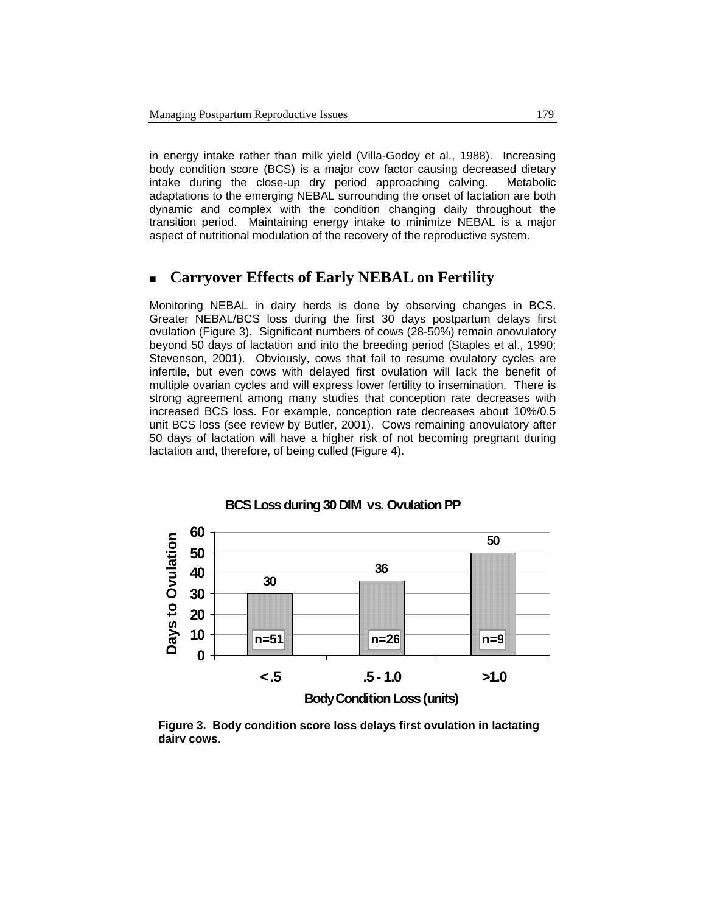in energy intake rather than milk yield (Villa-Godoy et al., 1988). Increasing body condition score (BCS) is a major cow factor causing decreased dietary intake during the close-up dry period approaching calving. Metabolic adaptations to the emerging NEBAL surrounding the onset of lactation are both dynamic and complex with the condition changing daily throughout the transition period. Maintaining energy intake to minimize NEBAL is a major aspect of nutritional modulation of the recovery of the reproductive system.

## Carryover Effects of Early NEBAL on Fertility

Monitoring NEBAL in dairy herds is done by observing changes in BCS. Greater NEBAL/BCS loss during the first 30 days postpartum delays first ovulation (Figure 3). Significant numbers of cows (28-50%) remain anovulatory beyond 50 days of lactation and into the breeding period (Staples et al., 1990; Stevenson, 2001). Obviously, cows that fail to resume ovulatory cycles are infertile, but even cows with delayed first ovulation will lack the benefit of multiple ovarian cycles and will express lower fertility to insemination. There is strong agreement among many studies that conception rate decreases with increased BCS loss. For example, conception rate decreases about 10%/0.5 unit BCS loss (see review by Butler, 2001). Cows remaining anovulatory after 50 days of lactation will have a higher risk of not becoming pregnant during lactation and, therefore, of being culled (Figure 4).

**BCS Loss during 30 DIM vs. Ovulation PP**

| Body Condition Loss (units) | Days to Ovulation | n |
|---|---|---|
| < .5 | 30 | n=51 |
| .5 - 1.0 | 36 | n=26 |
| >1.0 | 50 | n=9 |

**Figure 3. Body condition score loss delays first ovulation in lactating dairy cows.**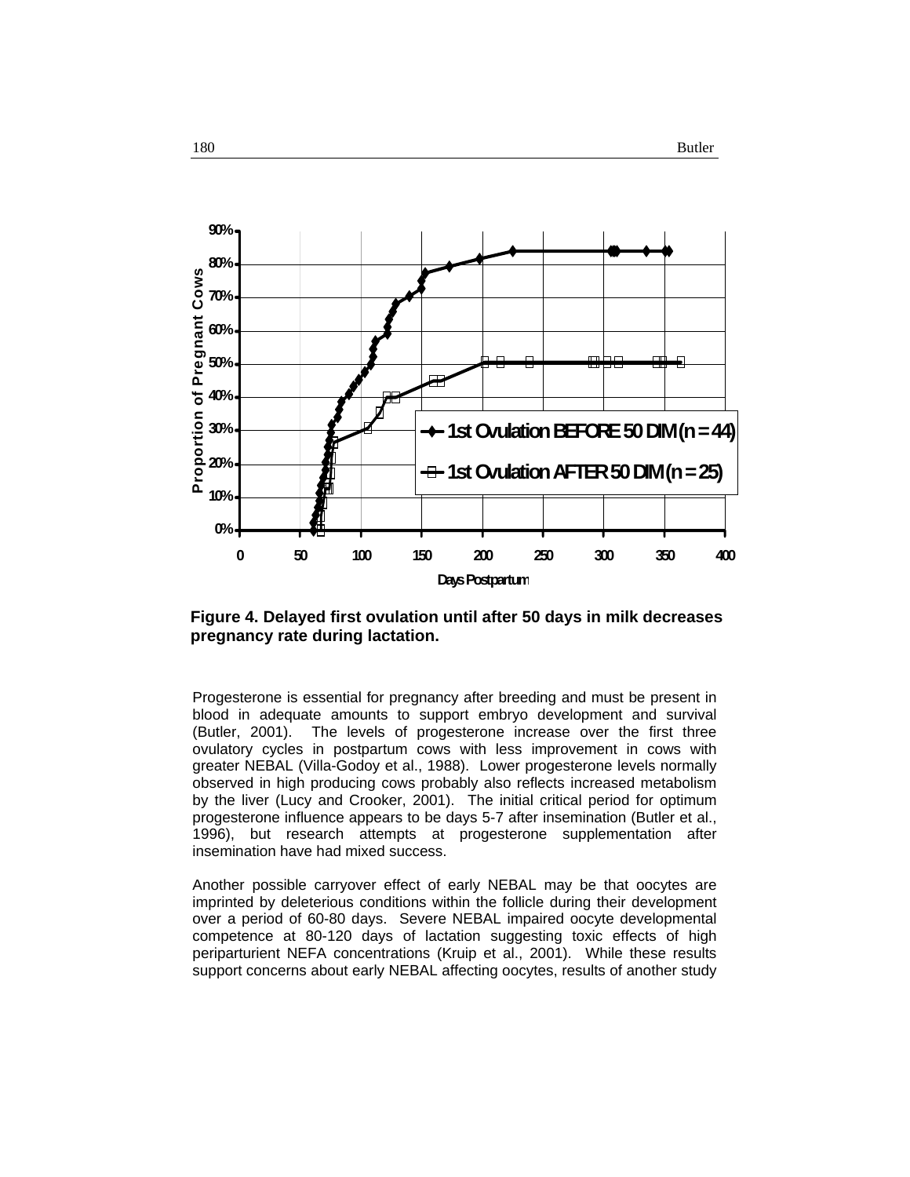**Figure 4. Delayed first ovulation until after 50 days in milk decreases pregnancy rate during lactation.**

Progesterone is essential for pregnancy after breeding and must be present in blood in adequate amounts to support embryo development and survival (Butler, 2001). The levels of progesterone increase over the first three ovulatory cycles in postpartum cows with less improvement in cows with greater NEBAL (Villa-Godoy et al., 1988). Lower progesterone levels normally observed in high producing cows probably also reflects increased metabolism by the liver (Lucy and Crooker, 2001). The initial critical period for optimum progesterone influence appears to be days 5-7 after insemination (Butler et al., 1996), but research attempts at progesterone supplementation after insemination have had mixed success.

Another possible carryover effect of early NEBAL may be that oocytes are imprinted by deleterious conditions within the follicle during their development over a period of 60-80 days. Severe NEBAL impaired oocyte developmental competence at 80-120 days of lactation suggesting toxic effects of high periparturient NEFA concentrations (Kruip et al., 2001). While these results support concerns about early NEBAL affecting oocytes, results of another study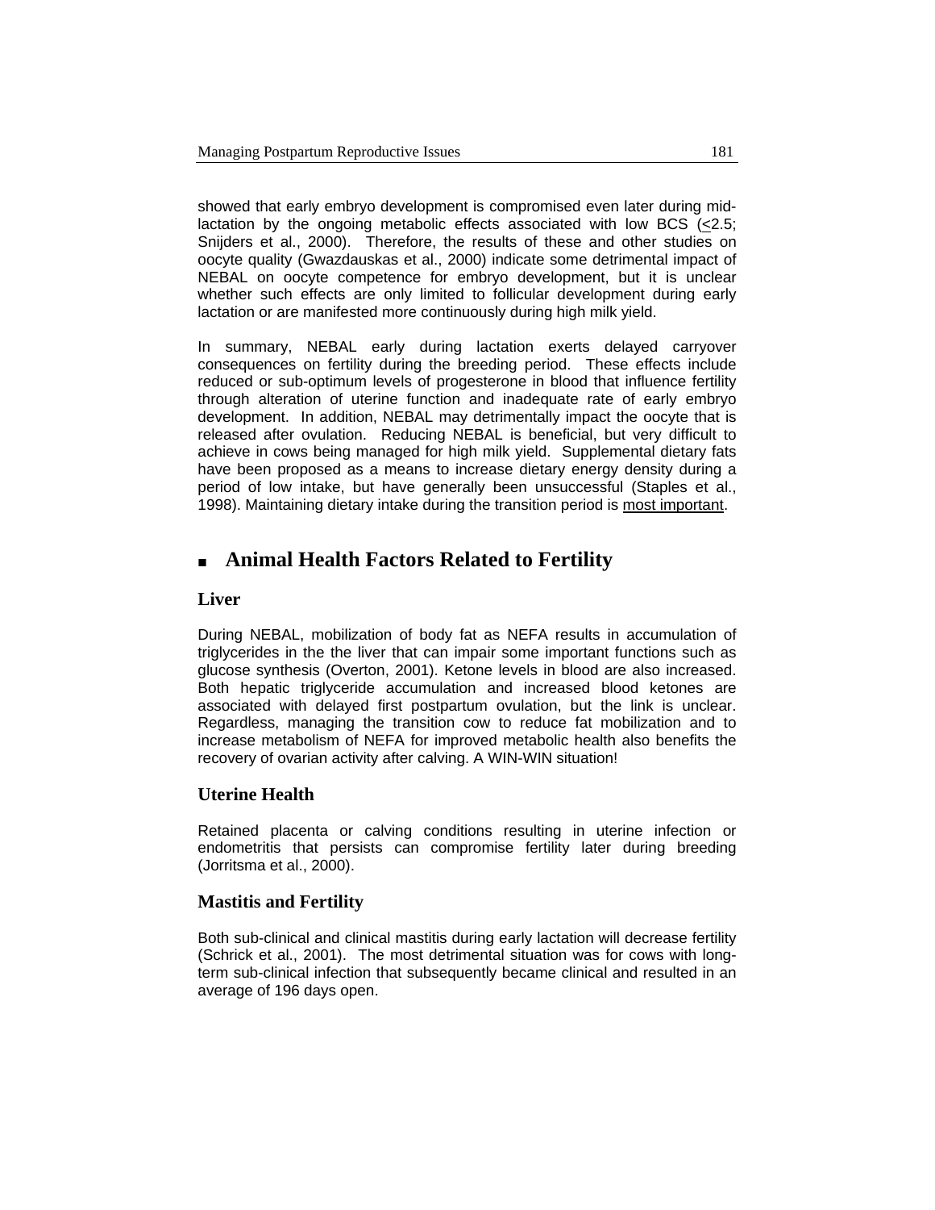showed that early embryo development is compromised even later during mid-lactation by the ongoing metabolic effects associated with low BCS ($\leq$2.5; Snijders et al., 2000). Therefore, the results of these and other studies on oocyte quality (Gwazdauskas et al., 2000) indicate some detrimental impact of NEBAL on oocyte competence for embryo development, but it is unclear whether such effects are only limited to follicular development during early lactation or are manifested more continuously during high milk yield.

In summary, NEBAL early during lactation exerts delayed carryover consequences on fertility during the breeding period. These effects include reduced or sub-optimum levels of progesterone in blood that influence fertility through alteration of uterine function and inadequate rate of early embryo development. In addition, NEBAL may detrimentally impact the oocyte that is released after ovulation. Reducing NEBAL is beneficial, but very difficult to achieve in cows being managed for high milk yield. Supplemental dietary fats have been proposed as a means to increase dietary energy density during a period of low intake, but have generally been unsuccessful (Staples et al., 1998). Maintaining dietary intake during the transition period is <u>most important</u>.

## ■ Animal Health Factors Related to Fertility

### Liver

During NEBAL, mobilization of body fat as NEFA results in accumulation of triglycerides in the the liver that can impair some important functions such as glucose synthesis (Overton, 2001). Ketone levels in blood are also increased. Both hepatic triglyceride accumulation and increased blood ketones are associated with delayed first postpartum ovulation, but the link is unclear. Regardless, managing the transition cow to reduce fat mobilization and to increase metabolism of NEFA for improved metabolic health also benefits the recovery of ovarian activity after calving. A WIN-WIN situation!

### Uterine Health

Retained placenta or calving conditions resulting in uterine infection or endometritis that persists can compromise fertility later during breeding (Jorritsma et al., 2000).

### Mastitis and Fertility

Both sub-clinical and clinical mastitis during early lactation will decrease fertility (Schrick et al., 2001). The most detrimental situation was for cows with long-term sub-clinical infection that subsequently became clinical and resulted in an average of 196 days open.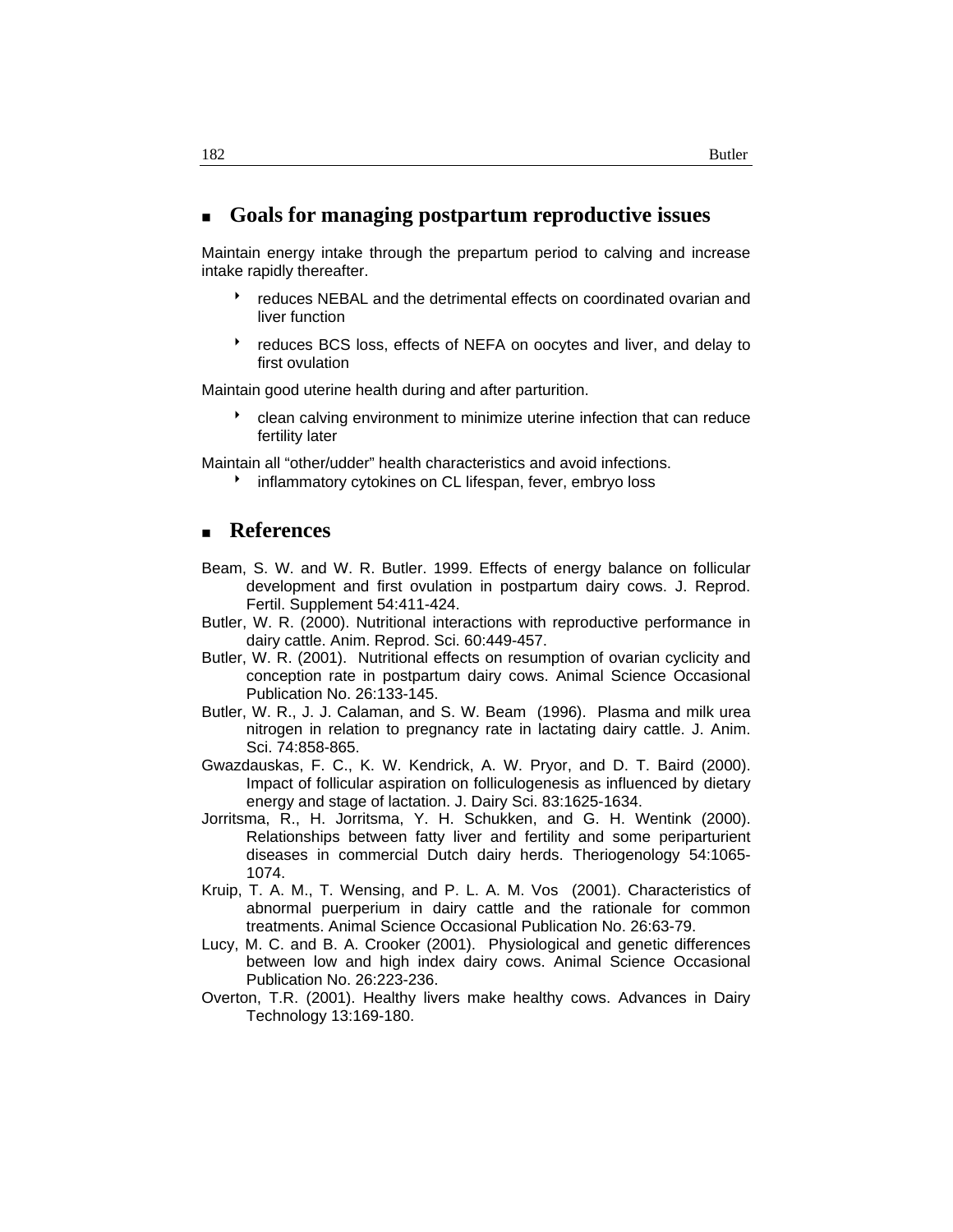## Goals for managing postpartum reproductive issues

Maintain energy intake through the prepartum period to calving and increase intake rapidly thereafter.

- reduces NEBAL and the detrimental effects on coordinated ovarian and liver function
- reduces BCS loss, effects of NEFA on oocytes and liver, and delay to first ovulation

Maintain good uterine health during and after parturition.

- clean calving environment to minimize uterine infection that can reduce fertility later

Maintain all "other/udder" health characteristics and avoid infections.

- inflammatory cytokines on CL lifespan, fever, embryo loss

## References

Beam, S. W. and W. R. Butler. 1999. Effects of energy balance on follicular development and first ovulation in postpartum dairy cows. J. Reprod. Fertil. Supplement 54:411-424.

Butler, W. R. (2000). Nutritional interactions with reproductive performance in dairy cattle. Anim. Reprod. Sci. 60:449-457.

Butler, W. R. (2001). Nutritional effects on resumption of ovarian cyclicity and conception rate in postpartum dairy cows. Animal Science Occasional Publication No. 26:133-145.

Butler, W. R., J. J. Calaman, and S. W. Beam (1996). Plasma and milk urea nitrogen in relation to pregnancy rate in lactating dairy cattle. J. Anim. Sci. 74:858-865.

Gwazdauskas, F. C., K. W. Kendrick, A. W. Pryor, and D. T. Baird (2000). Impact of follicular aspiration on folliculogenesis as influenced by dietary energy and stage of lactation. J. Dairy Sci. 83:1625-1634.

Jorritsma, R., H. Jorritsma, Y. H. Schukken, and G. H. Wentink (2000). Relationships between fatty liver and fertility and some periparturient diseases in commercial Dutch dairy herds. Theriogenology 54:1065-1074.

Kruip, T. A. M., T. Wensing, and P. L. A. M. Vos (2001). Characteristics of abnormal puerperium in dairy cattle and the rationale for common treatments. Animal Science Occasional Publication No. 26:63-79.

Lucy, M. C. and B. A. Crooker (2001). Physiological and genetic differences between low and high index dairy cows. Animal Science Occasional Publication No. 26:223-236.

Overton, T.R. (2001). Healthy livers make healthy cows. Advances in Dairy Technology 13:169-180.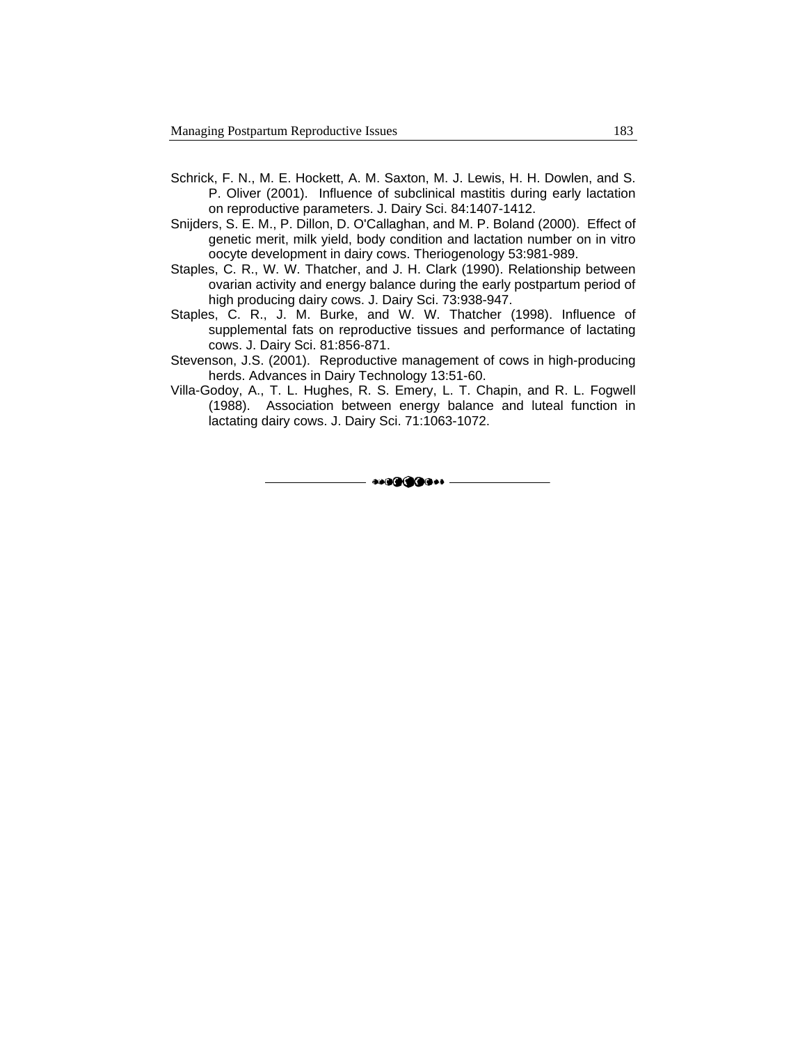Schrick, F. N., M. E. Hockett, A. M. Saxton, M. J. Lewis, H. H. Dowlen, and S. P. Oliver (2001). Influence of subclinical mastitis during early lactation on reproductive parameters. J. Dairy Sci. 84:1407-1412.

Snijders, S. E. M., P. Dillon, D. O'Callaghan, and M. P. Boland (2000). Effect of genetic merit, milk yield, body condition and lactation number on in vitro oocyte development in dairy cows. Theriogenology 53:981-989.

Staples, C. R., W. W. Thatcher, and J. H. Clark (1990). Relationship between ovarian activity and energy balance during the early postpartum period of high producing dairy cows. J. Dairy Sci. 73:938-947.

Staples, C. R., J. M. Burke, and W. W. Thatcher (1998). Influence of supplemental fats on reproductive tissues and performance of lactating cows. J. Dairy Sci. 81:856-871.

Stevenson, J.S. (2001). Reproductive management of cows in high-producing herds. Advances in Dairy Technology 13:51-60.

Villa-Godoy, A., T. L. Hughes, R. S. Emery, L. T. Chapin, and R. L. Fogwell (1988). Association between energy balance and luteal function in lactating dairy cows. J. Dairy Sci. 71:1063-1072.